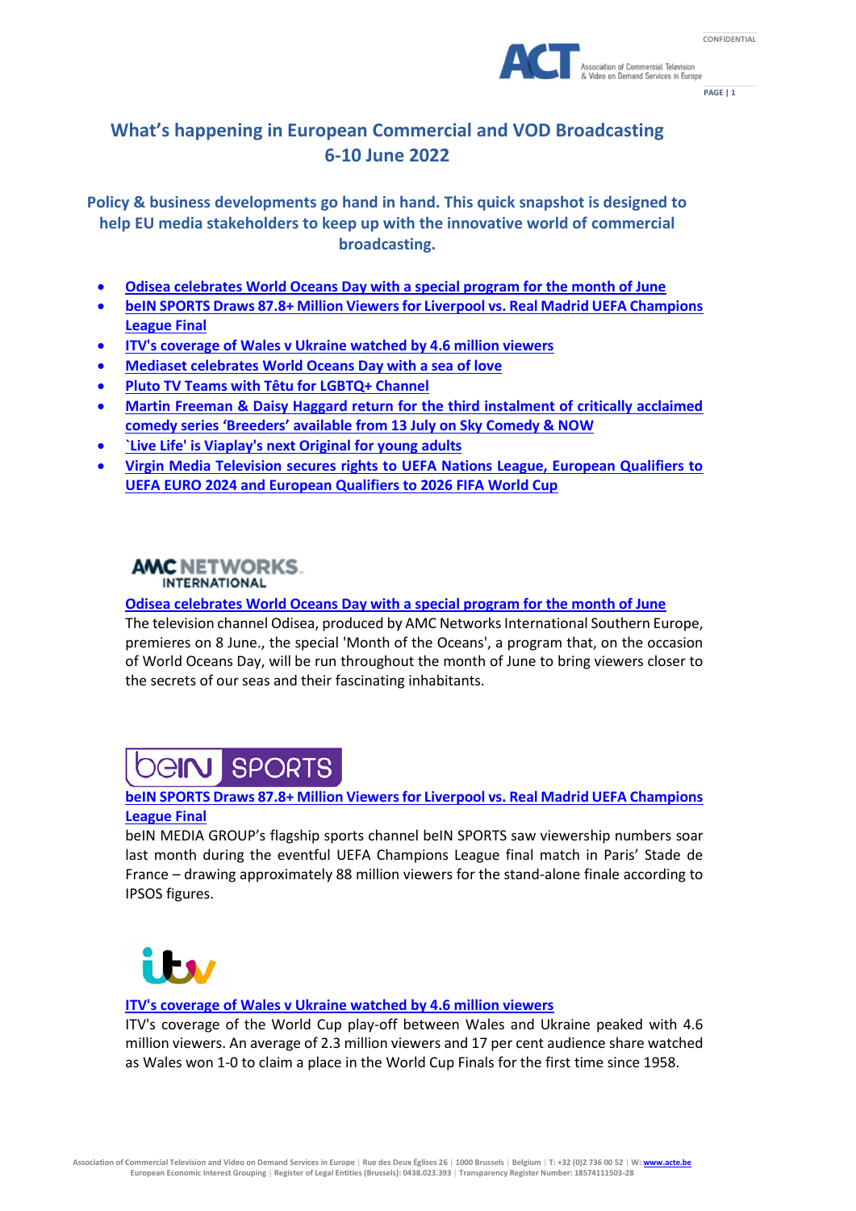# What's happening in European Commercial and VOD Broadcasting 6-10 June 2022

**Policy & business developments go hand in hand. This quick snapshot is designed to help EU media stakeholders to keep up with the innovative world of commercial broadcasting.**

- **Odisea celebrates World Oceans Day with a special program for the month of June**
- **beIN SPORTS Draws 87.8+ Million Viewers for Liverpool vs. Real Madrid UEFA Champions League Final**
- **ITV's coverage of Wales v Ukraine watched by 4.6 million viewers**
- **Mediaset celebrates World Oceans Day with a sea of love**
- **Pluto TV Teams with Têtu for LGBTQ+ Channel**
- **Martin Freeman & Daisy Haggard return for the third instalment of critically acclaimed comedy series 'Breeders' available from 13 July on Sky Comedy & NOW**
- **`Live Life' is Viaplay's next Original for young adults**
- **Virgin Media Television secures rights to UEFA Nations League, European Qualifiers to UEFA EURO 2024 and European Qualifiers to 2026 FIFA World Cup**

## AMC NETWORKS INTERNATIONAL

**Odisea celebrates World Oceans Day with a special program for the month of June**

The television channel Odisea, produced by AMC Networks International Southern Europe, premieres on 8 June., the special 'Month of the Oceans', a program that, on the occasion of World Oceans Day, will be run throughout the month of June to bring viewers closer to the secrets of our seas and their fascinating inhabitants.

## beIN SPORTS

**beIN SPORTS Draws 87.8+ Million Viewers for Liverpool vs. Real Madrid UEFA Champions League Final**

beIN MEDIA GROUP's flagship sports channel beIN SPORTS saw viewership numbers soar last month during the eventful UEFA Champions League final match in Paris' Stade de France – drawing approximately 88 million viewers for the stand-alone finale according to IPSOS figures.

## itv

**ITV's coverage of Wales v Ukraine watched by 4.6 million viewers**

ITV's coverage of the World Cup play-off between Wales and Ukraine peaked with 4.6 million viewers. An average of 2.3 million viewers and 17 per cent audience share watched as Wales won 1-0 to claim a place in the World Cup Finals for the first time since 1958.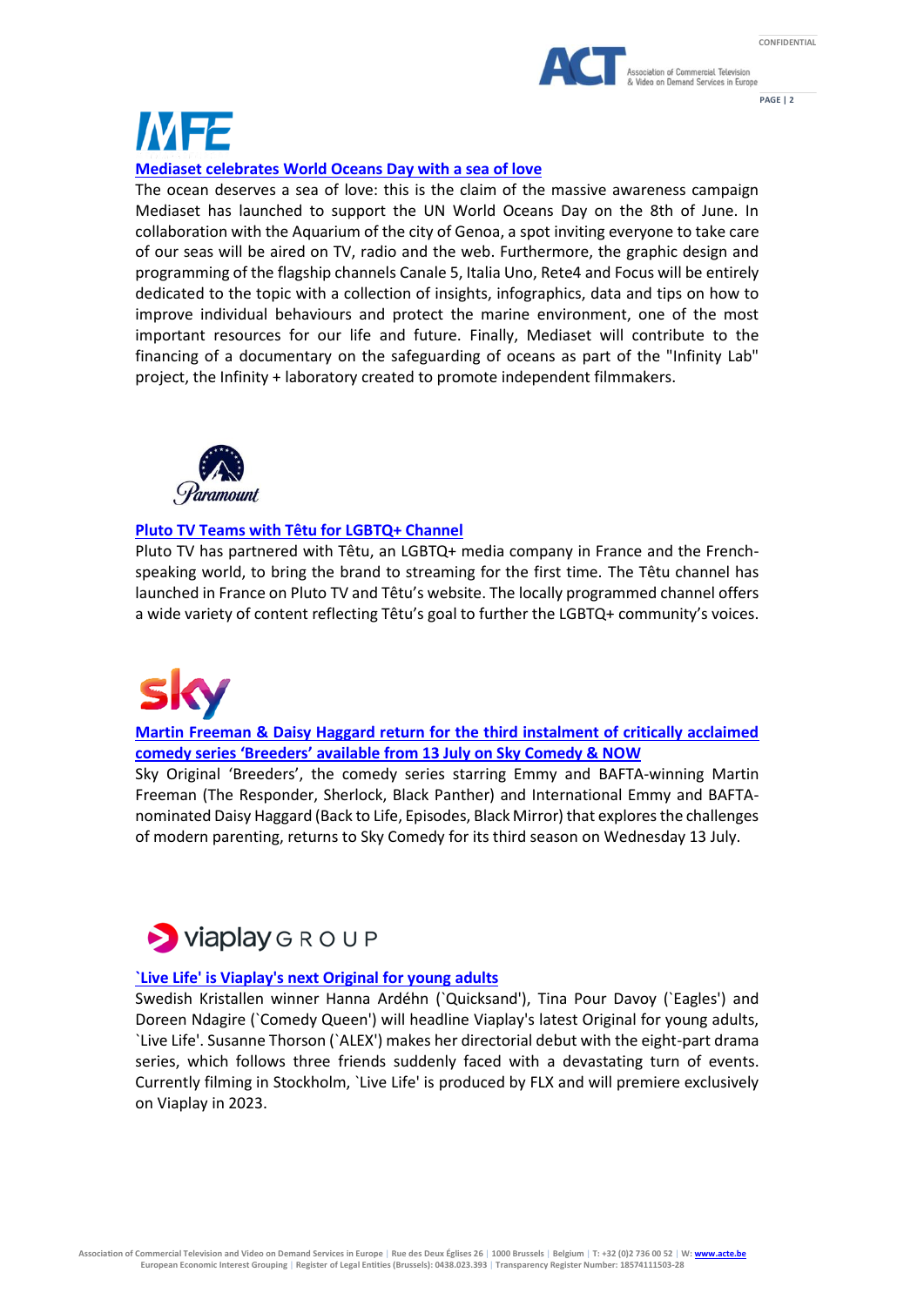## Mediaset celebrates World Oceans Day with a sea of love

The ocean deserves a sea of love: this is the claim of the massive awareness campaign Mediaset has launched to support the UN World Oceans Day on the 8th of June. In collaboration with the Aquarium of the city of Genoa, a spot inviting everyone to take care of our seas will be aired on TV, radio and the web. Furthermore, the graphic design and programming of the flagship channels Canale 5, Italia Uno, Rete4 and Focus will be entirely dedicated to the topic with a collection of insights, infographics, data and tips on how to improve individual behaviours and protect the marine environment, one of the most important resources for our life and future. Finally, Mediaset will contribute to the financing of a documentary on the safeguarding of oceans as part of the "Infinity Lab" project, the Infinity + laboratory created to promote independent filmmakers.

## Pluto TV Teams with Têtu for LGBTQ+ Channel

Pluto TV has partnered with Têtu, an LGBTQ+ media company in France and the French-speaking world, to bring the brand to streaming for the first time. The Têtu channel has launched in France on Pluto TV and Têtu's website. The locally programmed channel offers a wide variety of content reflecting Têtu's goal to further the LGBTQ+ community's voices.

## Martin Freeman & Daisy Haggard return for the third instalment of critically acclaimed comedy series 'Breeders' available from 13 July on Sky Comedy & NOW

Sky Original 'Breeders', the comedy series starring Emmy and BAFTA-winning Martin Freeman (The Responder, Sherlock, Black Panther) and International Emmy and BAFTA-nominated Daisy Haggard (Back to Life, Episodes, Black Mirror) that explores the challenges of modern parenting, returns to Sky Comedy for its third season on Wednesday 13 July.

## `Live Life' is Viaplay's next Original for young adults

Swedish Kristallen winner Hanna Ardéhn (`Quicksand'), Tina Pour Davoy (`Eagles') and Doreen Ndagire (`Comedy Queen') will headline Viaplay's latest Original for young adults, `Live Life'. Susanne Thorson (`ALEX') makes her directorial debut with the eight-part drama series, which follows three friends suddenly faced with a devastating turn of events. Currently filming in Stockholm, `Live Life' is produced by FLX and will premiere exclusively on Viaplay in 2023.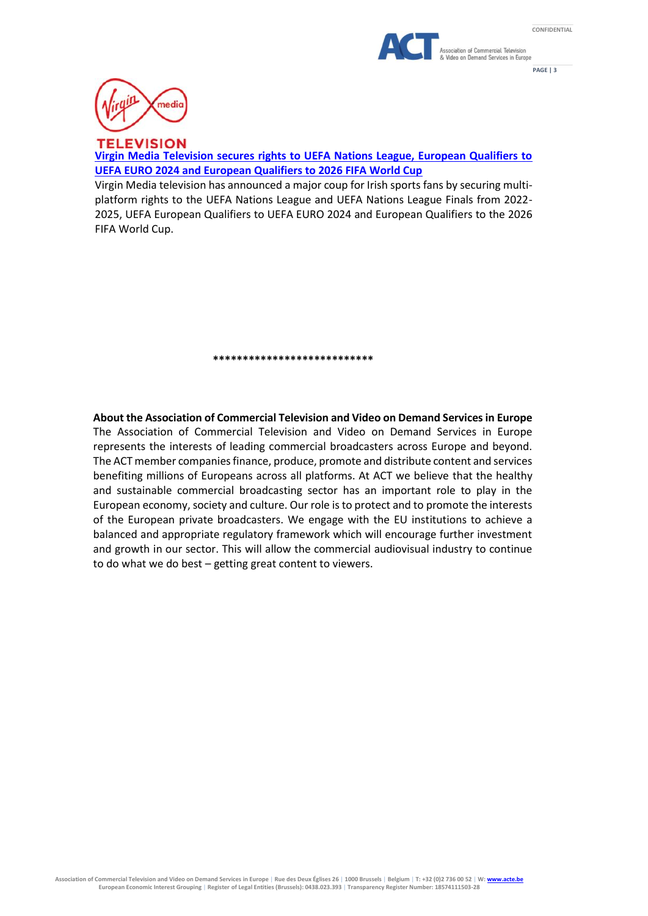**TELEVISION**

**Virgin Media Television secures rights to UEFA Nations League, European Qualifiers to UEFA EURO 2024 and European Qualifiers to 2026 FIFA World Cup**

Virgin Media television has announced a major coup for Irish sports fans by securing multi-platform rights to the UEFA Nations League and UEFA Nations League Finals from 2022-2025, UEFA European Qualifiers to UEFA EURO 2024 and European Qualifiers to the 2026 FIFA World Cup.

***************************

**About the Association of Commercial Television and Video on Demand Services in Europe**

The Association of Commercial Television and Video on Demand Services in Europe represents the interests of leading commercial broadcasters across Europe and beyond. The ACT member companies finance, produce, promote and distribute content and services benefiting millions of Europeans across all platforms. At ACT we believe that the healthy and sustainable commercial broadcasting sector has an important role to play in the European economy, society and culture. Our role is to protect and to promote the interests of the European private broadcasters. We engage with the EU institutions to achieve a balanced and appropriate regulatory framework which will encourage further investment and growth in our sector. This will allow the commercial audiovisual industry to continue to do what we do best – getting great content to viewers.